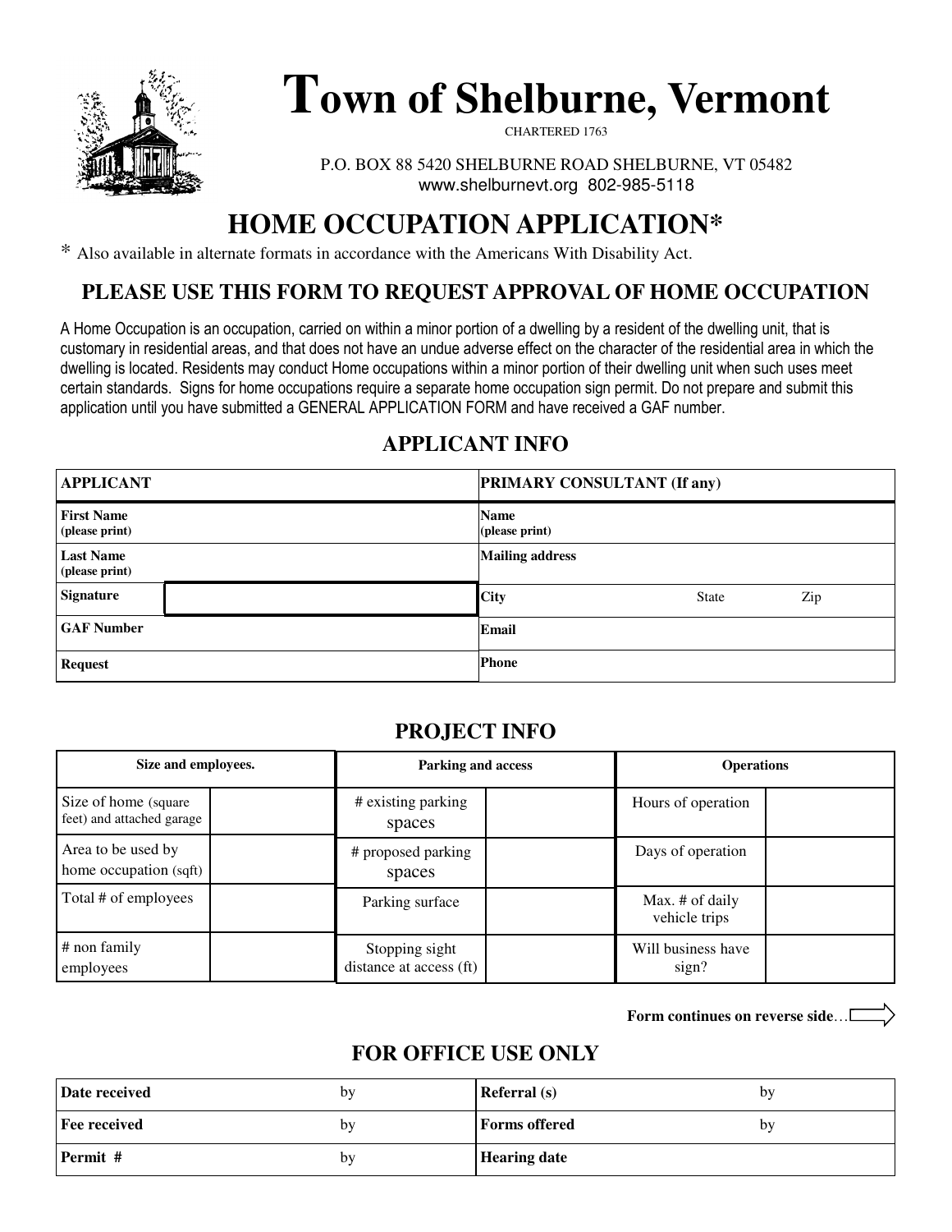# Town of Shelburne, Vermont

CHARTERED 1763

P.O. BOX 88 5420 SHELBURNE ROAD SHELBURNE, VT 05482
www.shelburnevt.org 802-985-5118

## HOME OCCUPATION APPLICATION*

* Also available in alternate formats in accordance with the Americans With Disability Act.

### PLEASE USE THIS FORM TO REQUEST APPROVAL OF HOME OCCUPATION

A Home Occupation is an occupation, carried on within a minor portion of a dwelling by a resident of the dwelling unit, that is customary in residential areas, and that does not have an undue adverse effect on the character of the residential area in which the dwelling is located. Residents may conduct Home occupations within a minor portion of their dwelling unit when such uses meet certain standards. Signs for home occupations require a separate home occupation sign permit. Do not prepare and submit this application until you have submitted a GENERAL APPLICATION FORM and have received a GAF number.

### APPLICANT INFO

| **APPLICANT** | | **PRIMARY CONSULTANT (If any)** | | |
|---|---|---|---|---|
| **First Name** (please print) | | **Name** (please print) | | |
| **Last Name** (please print) | | **Mailing address** | | |
| **Signature** | | **City** | State | Zip |
| **GAF Number** | | **Email** | | |
| **Request** | | **Phone** | | |

### PROJECT INFO

| **Size and employees.** | | **Parking and access** | | **Operations** | |
|---|---|---|---|---|---|
| Size of home (square feet) and attached garage | | # existing parking spaces | | Hours of operation | |
| Area to be used by home occupation (sqft) | | # proposed parking spaces | | Days of operation | |
| Total # of employees | | Parking surface | | Max. # of daily vehicle trips | |
| # non family employees | | Stopping sight distance at access (ft) | | Will business have sign? | |

**Form continues on reverse side**…

### FOR OFFICE USE ONLY

| | | | |
|---|---|---|---|
| **Date received** | by | **Referral (s)** | by |
| **Fee received** | by | **Forms offered** | by |
| **Permit #** | by | **Hearing date** | |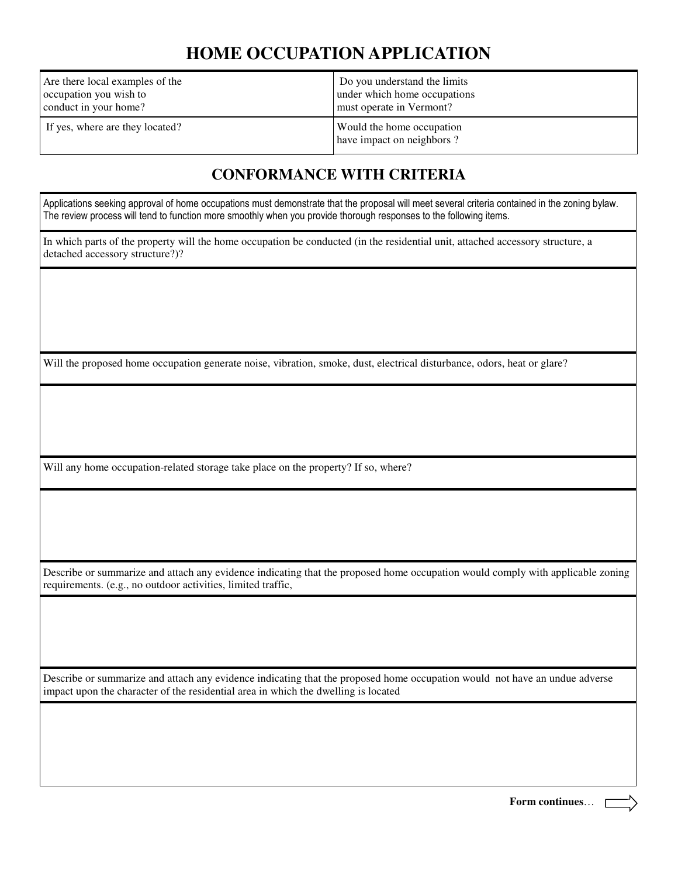# HOME OCCUPATION APPLICATION

| Are there local examples of the occupation you wish to conduct in your home? | Do you understand the limits under which home occupations must operate in Vermont? |
|---|---|
| If yes, where are they located? | Would the home occupation have impact on neighbors ? |

## CONFORMANCE WITH CRITERIA

Applications seeking approval of home occupations must demonstrate that the proposal will meet several criteria contained in the zoning bylaw. The review process will tend to function more smoothly when you provide thorough responses to the following items.

In which parts of the property will the home occupation be conducted (in the residential unit, attached accessory structure, a detached accessory structure?)?

Will the proposed home occupation generate noise, vibration, smoke, dust, electrical disturbance, odors, heat or glare?

Will any home occupation-related storage take place on the property? If so, where?

Describe or summarize and attach any evidence indicating that the proposed home occupation would comply with applicable zoning requirements. (e.g., no outdoor activities, limited traffic,

Describe or summarize and attach any evidence indicating that the proposed home occupation would not have an undue adverse impact upon the character of the residential area in which the dwelling is located

**Form continues**…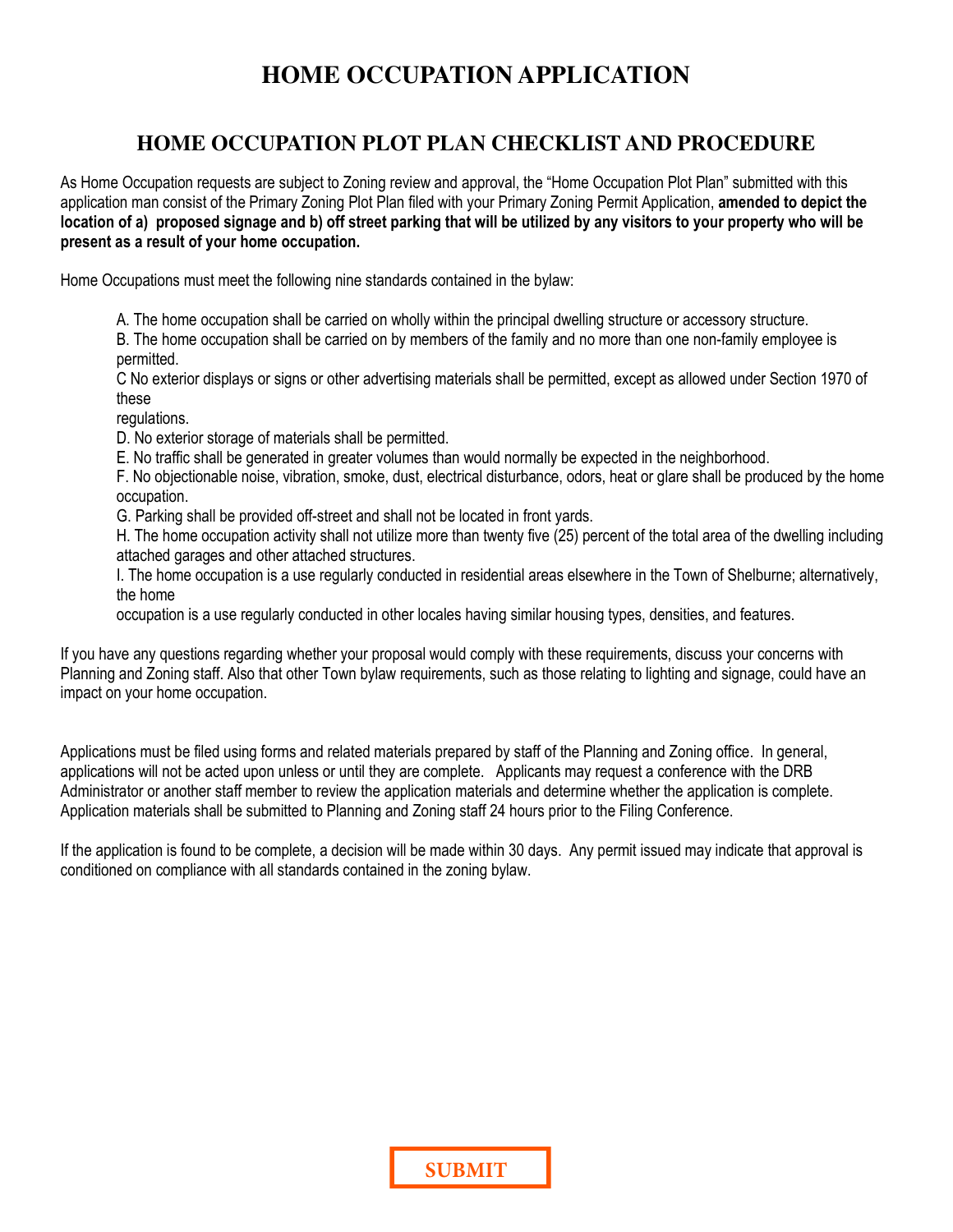# HOME OCCUPATION APPLICATION

## HOME OCCUPATION PLOT PLAN CHECKLIST AND PROCEDURE

As Home Occupation requests are subject to Zoning review and approval, the "Home Occupation Plot Plan" submitted with this application man consist of the Primary Zoning Plot Plan filed with your Primary Zoning Permit Application, **amended to depict the location of a) proposed signage and b) off street parking that will be utilized by any visitors to your property who will be present as a result of your home occupation.**

Home Occupations must meet the following nine standards contained in the bylaw:

A. The home occupation shall be carried on wholly within the principal dwelling structure or accessory structure.
B. The home occupation shall be carried on by members of the family and no more than one non-family employee is permitted.
C No exterior displays or signs or other advertising materials shall be permitted, except as allowed under Section 1970 of these regulations.
D. No exterior storage of materials shall be permitted.
E. No traffic shall be generated in greater volumes than would normally be expected in the neighborhood.
F. No objectionable noise, vibration, smoke, dust, electrical disturbance, odors, heat or glare shall be produced by the home occupation.
G. Parking shall be provided off-street and shall not be located in front yards.
H. The home occupation activity shall not utilize more than twenty five (25) percent of the total area of the dwelling including attached garages and other attached structures.
I. The home occupation is a use regularly conducted in residential areas elsewhere in the Town of Shelburne; alternatively, the home occupation is a use regularly conducted in other locales having similar housing types, densities, and features.

If you have any questions regarding whether your proposal would comply with these requirements, discuss your concerns with Planning and Zoning staff. Also that other Town bylaw requirements, such as those relating to lighting and signage, could have an impact on your home occupation.

Applications must be filed using forms and related materials prepared by staff of the Planning and Zoning office. In general, applications will not be acted upon unless or until they are complete. Applicants may request a conference with the DRB Administrator or another staff member to review the application materials and determine whether the application is complete. Application materials shall be submitted to Planning and Zoning staff 24 hours prior to the Filing Conference.

If the application is found to be complete, a decision will be made within 30 days. Any permit issued may indicate that approval is conditioned on compliance with all standards contained in the zoning bylaw.

SUBMIT